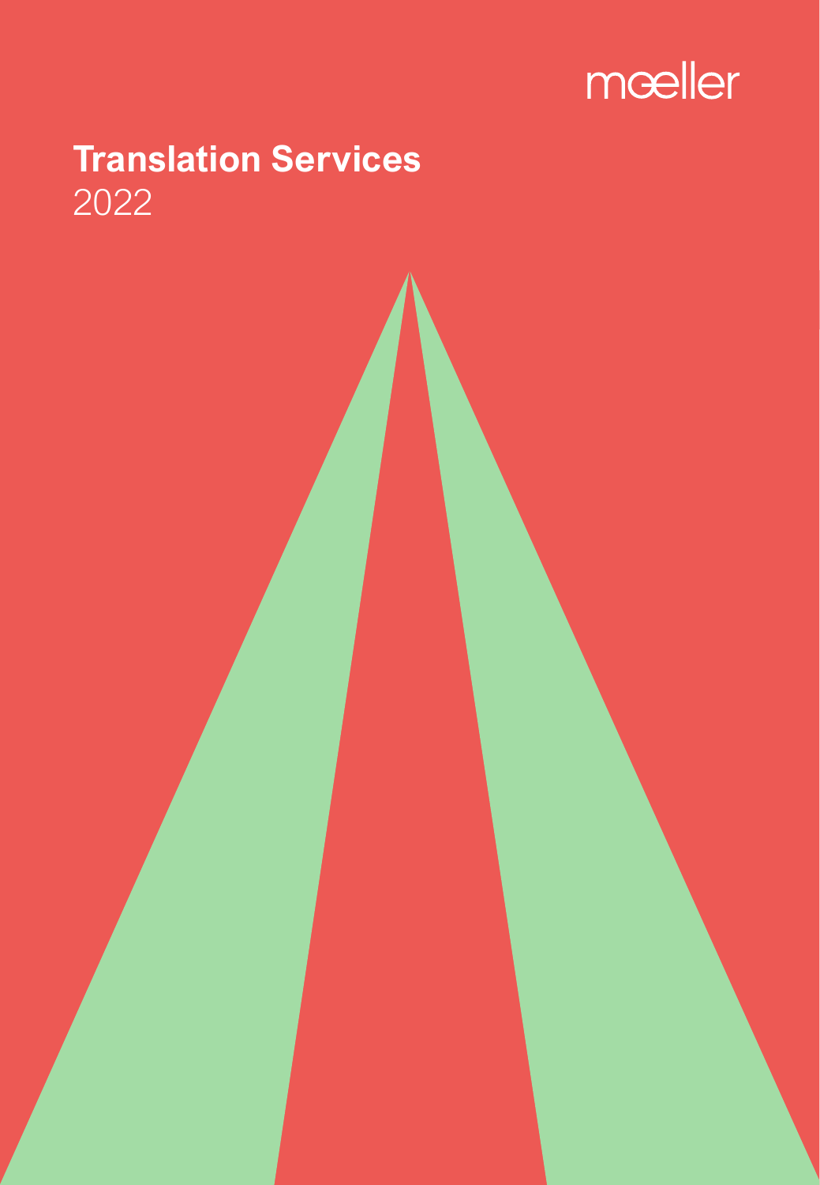mœller

# Translation Services

2022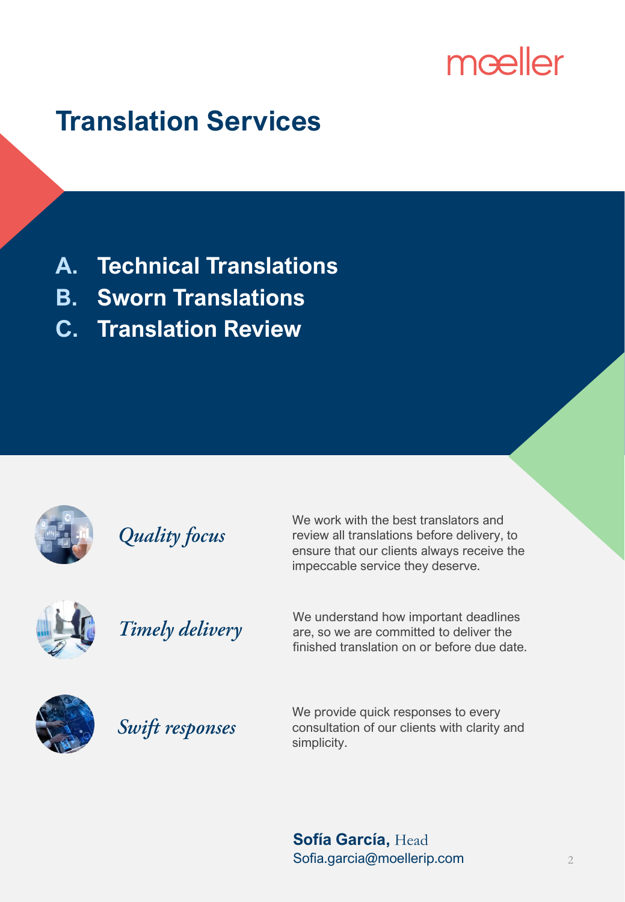moeller

# Translation Services

A. **Technical Translations**
B. **Sworn Translations**
C. **Translation Review**

### *Quality focus*

We work with the best translators and review all translations before delivery, to ensure that our clients always receive the impeccable service they deserve.

### *Timely delivery*

We understand how important deadlines are, so we are committed to deliver the finished translation on or before due date.

### *Swift responses*

We provide quick responses to every consultation of our clients with clarity and simplicity.

**Sofía García,** Head
Sofia.garcia@moellerip.com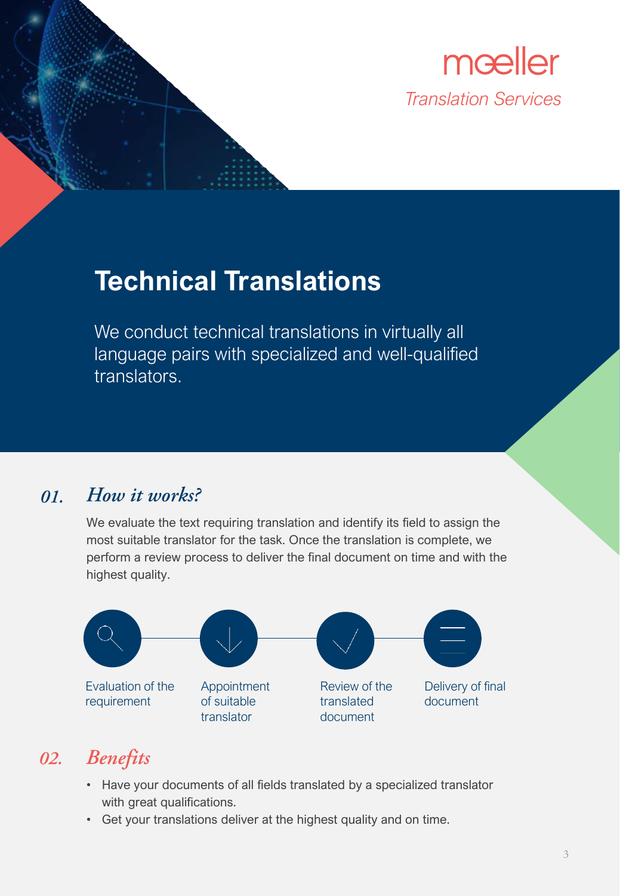moeller

*Translation Services*

# Technical Translations

We conduct technical translations in virtually all language pairs with specialized and well-qualified translators.

## *01. How it works?*

We evaluate the text requiring translation and identify its field to assign the most suitable translator for the task. Once the translation is complete, we perform a review process to deliver the final document on time and with the highest quality.

1. Evaluation of the requirement
2. Appointment of suitable translator
3. Review of the translated document
4. Delivery of final document

## *02. Benefits*

- Have your documents of all fields translated by a specialized translator with great qualifications.
- Get your translations deliver at the highest quality and on time.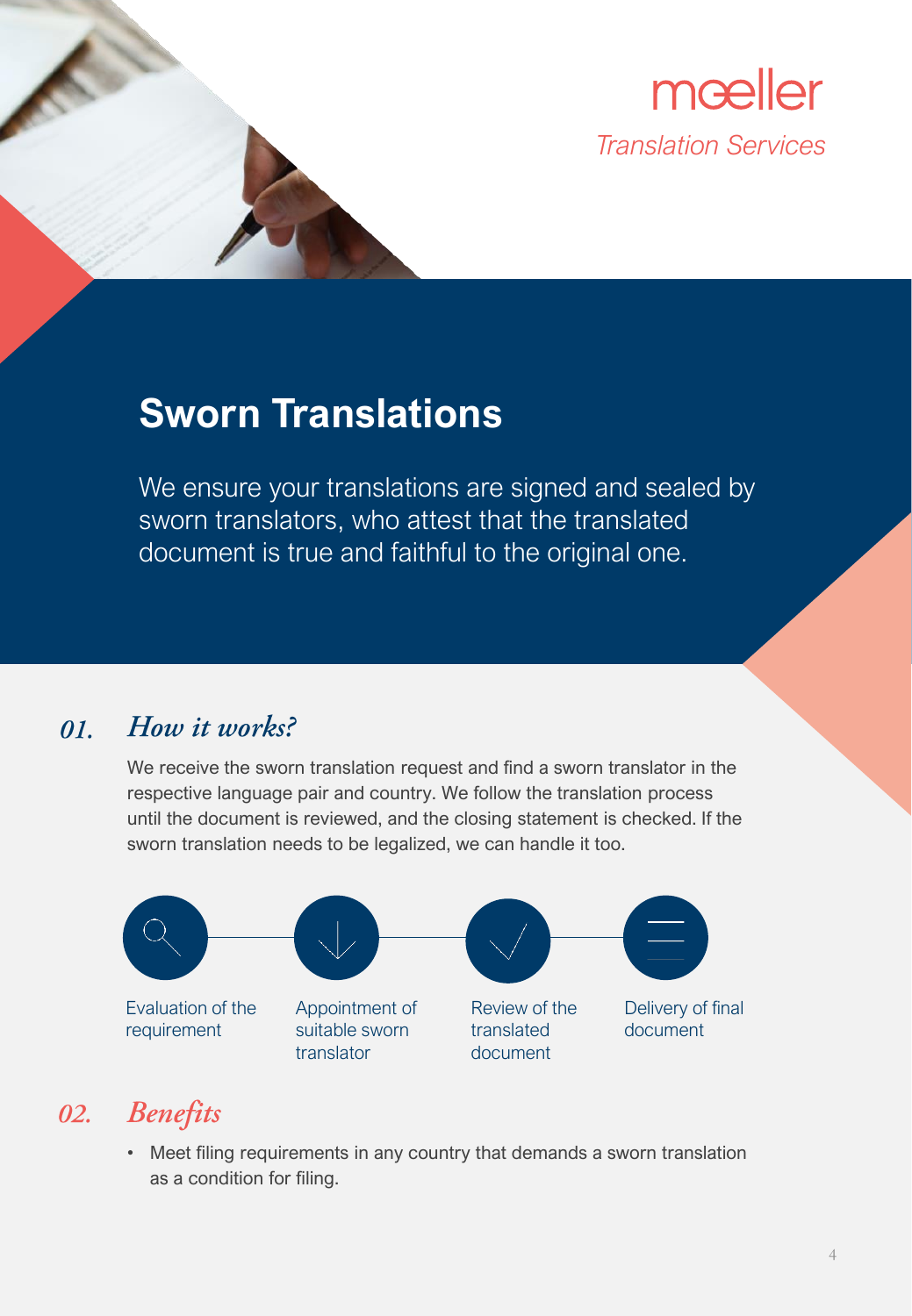moeller

*Translation Services*

# Sworn Translations

We ensure your translations are signed and sealed by sworn translators, who attest that the translated document is true and faithful to the original one.

## *01. How it works?*

We receive the sworn translation request and find a sworn translator in the respective language pair and country. We follow the translation process until the document is reviewed, and the closing statement is checked. If the sworn translation needs to be legalized, we can handle it too.

1. Evaluation of the requirement
2. Appointment of suitable sworn translator
3. Review of the translated document
4. Delivery of final document

## *02. Benefits*

- Meet filing requirements in any country that demands a sworn translation as a condition for filing.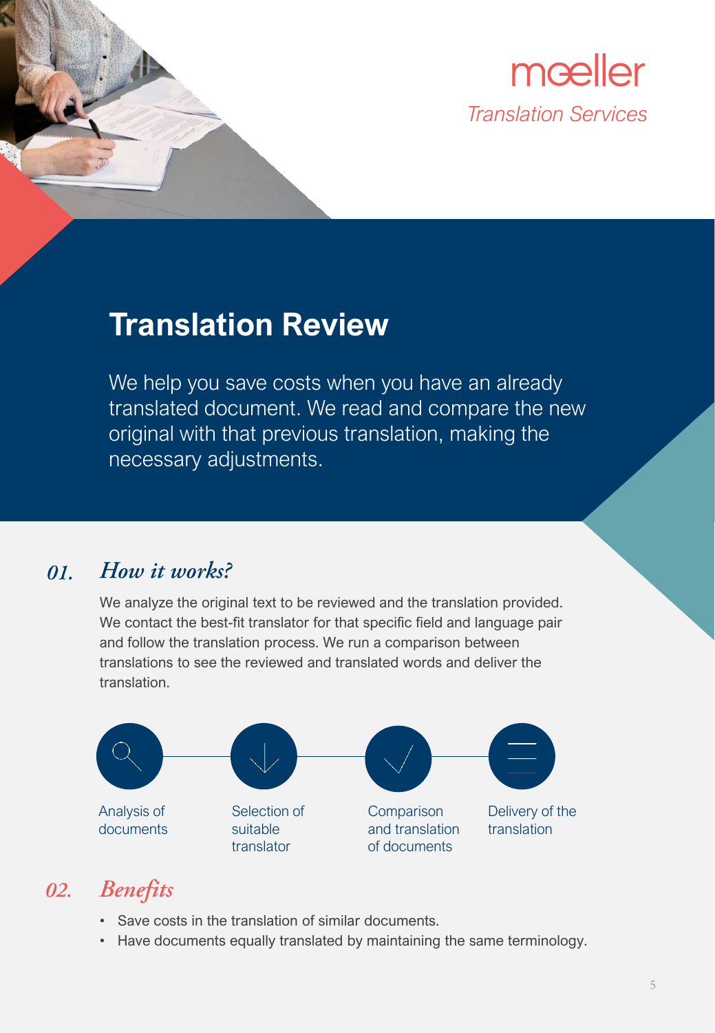mœller

*Translation Services*

# Translation Review

We help you save costs when you have an already translated document. We read and compare the new original with that previous translation, making the necessary adjustments.

## *01. How it works?*

We analyze the original text to be reviewed and the translation provided. We contact the best-fit translator for that specific field and language pair and follow the translation process. We run a comparison between translations to see the reviewed and translated words and deliver the translation.

Analysis of documents → Selection of suitable translator → Comparison and translation of documents → Delivery of the translation

## *02. Benefits*

- Save costs in the translation of similar documents.
- Have documents equally translated by maintaining the same terminology.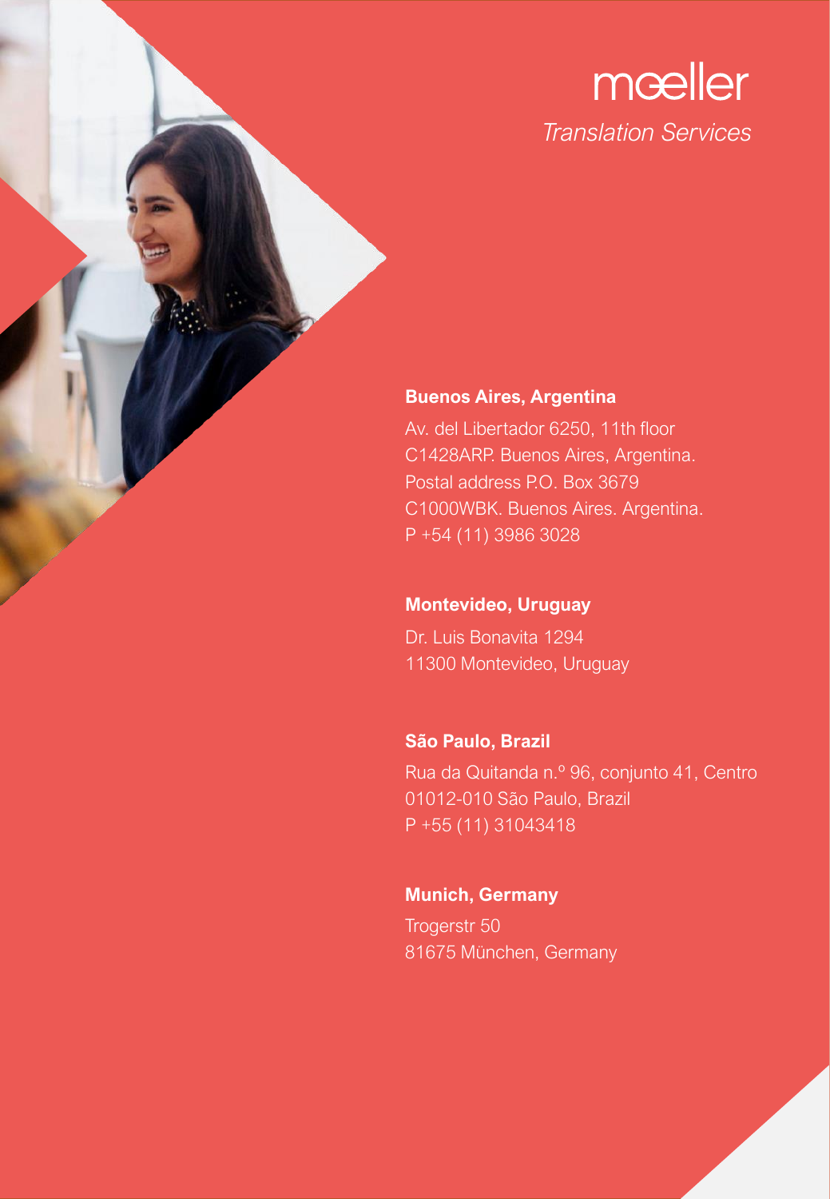# mœller

*Translation Services*

**Buenos Aires, Argentina**

Av. del Libertador 6250, 11th floor
C1428ARP. Buenos Aires, Argentina.
Postal address P.O. Box 3679
C1000WBK. Buenos Aires. Argentina.
P +54 (11) 3986 3028

**Montevideo, Uruguay**

Dr. Luis Bonavita 1294
11300 Montevideo, Uruguay

**São Paulo, Brazil**

Rua da Quitanda n.º 96, conjunto 41, Centro
01012-010 São Paulo, Brazil
P +55 (11) 31043418

**Munich, Germany**

Trogerstr 50
81675 München, Germany